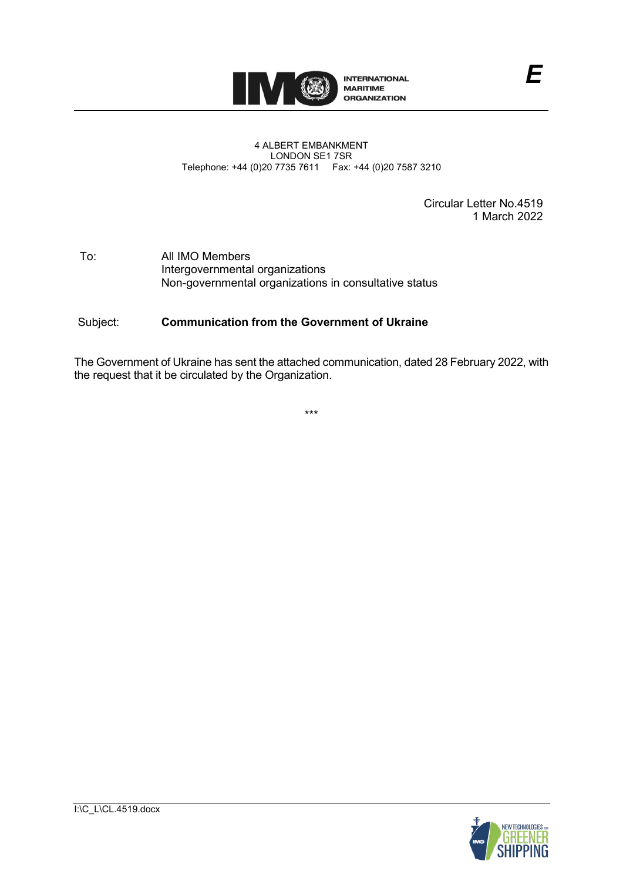INTERNATIONAL MARITIME ORGANIZATION

E

4 ALBERT EMBANKMENT
LONDON SE1 7SR
Telephone: +44 (0)20 7735 7611 Fax: +44 (0)20 7587 3210

Circular Letter No.4519
1 March 2022

To: All IMO Members
Intergovernmental organizations
Non-governmental organizations in consultative status

Subject: **Communication from the Government of Ukraine**

The Government of Ukraine has sent the attached communication, dated 28 February 2022, with the request that it be circulated by the Organization.

***

I:\C_L\CL.4519.docx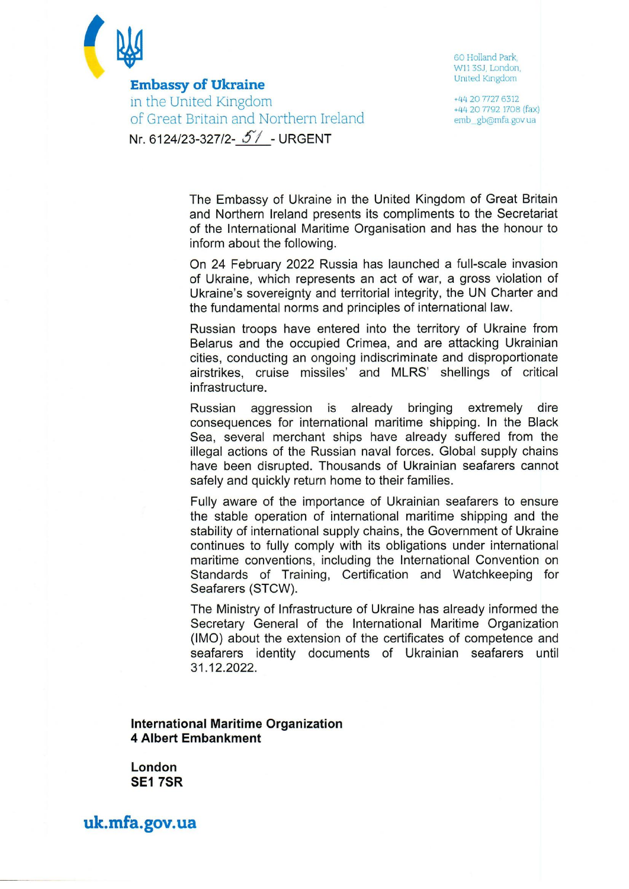**Embassy of Ukraine**
in the United Kingdom
of Great Britain and Northern Ireland

Nr. 6124/23-327/2-51 - URGENT

60 Holland Park,
W11 3SJ, London,
United Kingdom

+44 20 7727 6312
+44 20 7792 1708 (fax)
emb_gb@mfa.gov.ua

The Embassy of Ukraine in the United Kingdom of Great Britain and Northern Ireland presents its compliments to the Secretariat of the International Maritime Organisation and has the honour to inform about the following.

On 24 February 2022 Russia has launched a full-scale invasion of Ukraine, which represents an act of war, a gross violation of Ukraine's sovereignty and territorial integrity, the UN Charter and the fundamental norms and principles of international law.

Russian troops have entered into the territory of Ukraine from Belarus and the occupied Crimea, and are attacking Ukrainian cities, conducting an ongoing indiscriminate and disproportionate airstrikes, cruise missiles' and MLRS' shellings of critical infrastructure.

Russian aggression is already bringing extremely dire consequences for international maritime shipping. In the Black Sea, several merchant ships have already suffered from the illegal actions of the Russian naval forces. Global supply chains have been disrupted. Thousands of Ukrainian seafarers cannot safely and quickly return home to their families.

Fully aware of the importance of Ukrainian seafarers to ensure the stable operation of international maritime shipping and the stability of international supply chains, the Government of Ukraine continues to fully comply with its obligations under international maritime conventions, including the International Convention on Standards of Training, Certification and Watchkeeping for Seafarers (STCW).

The Ministry of Infrastructure of Ukraine has already informed the Secretary General of the International Maritime Organization (IMO) about the extension of the certificates of competence and seafarers identity documents of Ukrainian seafarers until 31.12.2022.

**International Maritime Organization**
**4 Albert Embankment**

**London**
**SE1 7SR**

**uk.mfa.gov.ua**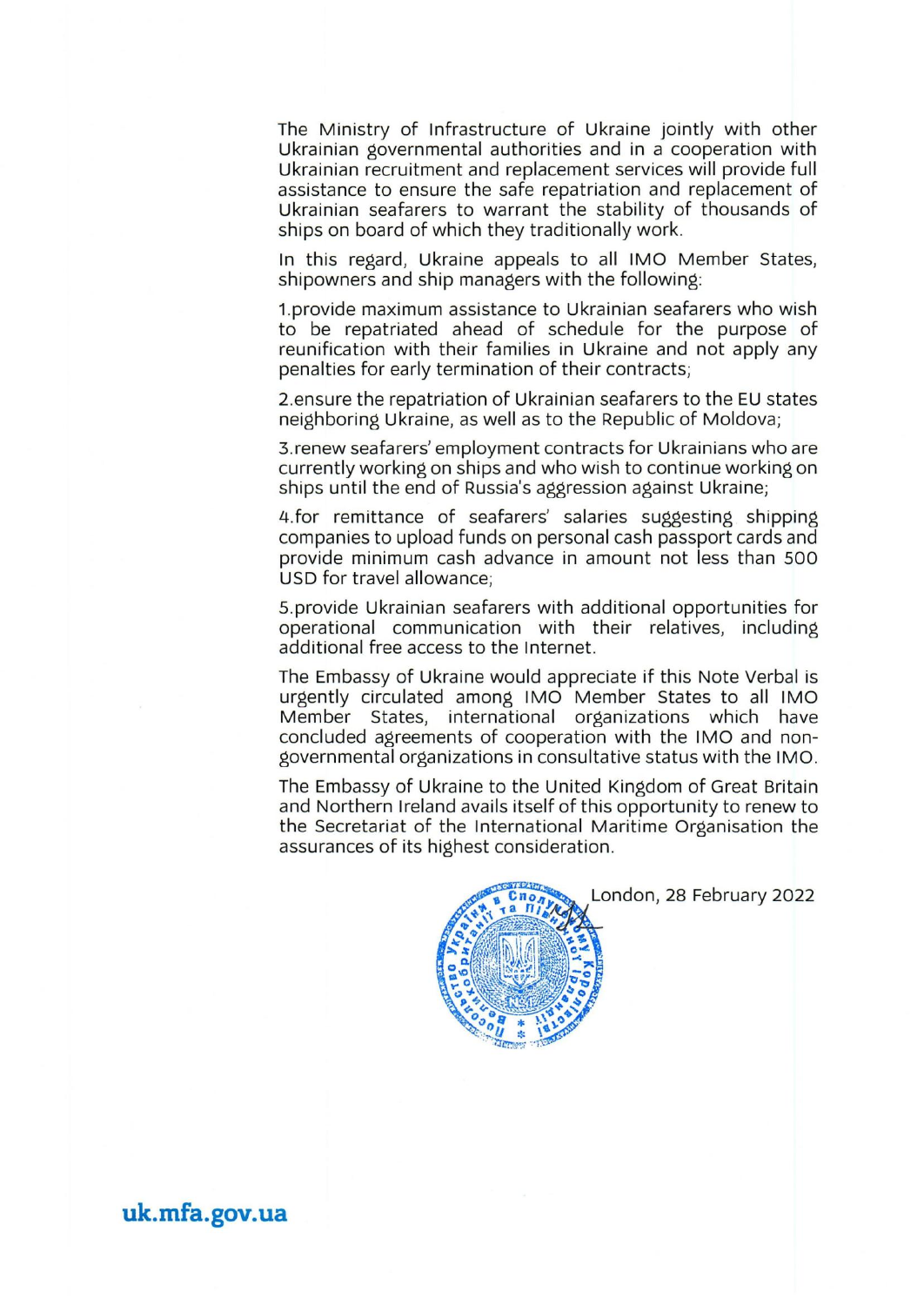The Ministry of Infrastructure of Ukraine jointly with other Ukrainian governmental authorities and in a cooperation with Ukrainian recruitment and replacement services will provide full assistance to ensure the safe repatriation and replacement of Ukrainian seafarers to warrant the stability of thousands of ships on board of which they traditionally work.

In this regard, Ukraine appeals to all IMO Member States, shipowners and ship managers with the following:

1.provide maximum assistance to Ukrainian seafarers who wish to be repatriated ahead of schedule for the purpose of reunification with their families in Ukraine and not apply any penalties for early termination of their contracts;

2.ensure the repatriation of Ukrainian seafarers to the EU states neighboring Ukraine, as well as to the Republic of Moldova;

3.renew seafarers' employment contracts for Ukrainians who are currently working on ships and who wish to continue working on ships until the end of Russia's aggression against Ukraine;

4.for remittance of seafarers' salaries suggesting shipping companies to upload funds on personal cash passport cards and provide minimum cash advance in amount not less than 500 USD for travel allowance;

5.provide Ukrainian seafarers with additional opportunities for operational communication with their relatives, including additional free access to the Internet.

The Embassy of Ukraine would appreciate if this Note Verbal is urgently circulated among IMO Member States to all IMO Member States, international organizations which have concluded agreements of cooperation with the IMO and non-governmental organizations in consultative status with the IMO.

The Embassy of Ukraine to the United Kingdom of Great Britain and Northern Ireland avails itself of this opportunity to renew to the Secretariat of the International Maritime Organisation the assurances of its highest consideration.

London, 28 February 2022

uk.mfa.gov.ua